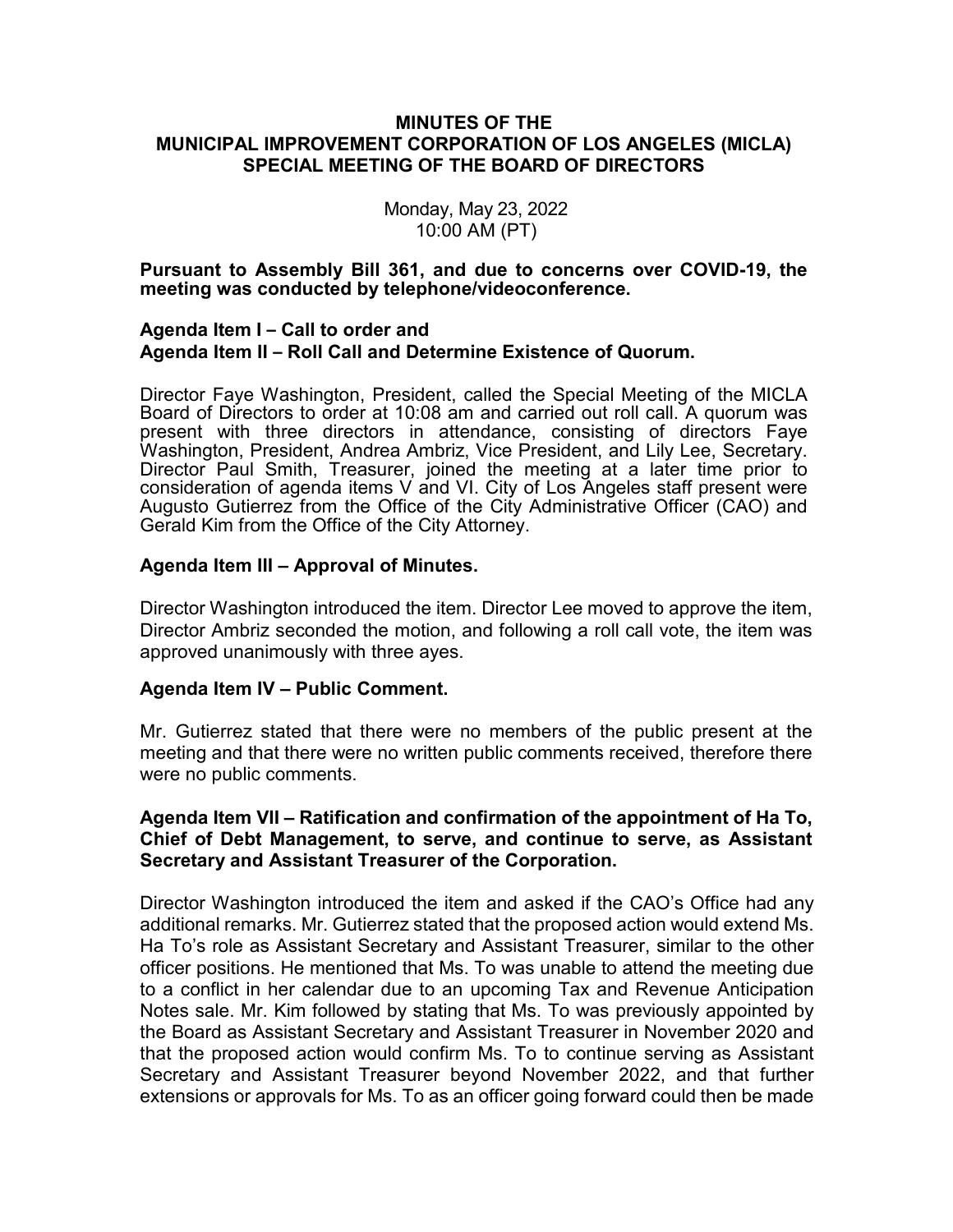# MINUTES OF THE
# MUNICIPAL IMPROVEMENT CORPORATION OF LOS ANGELES (MICLA)
# SPECIAL MEETING OF THE BOARD OF DIRECTORS

Monday, May 23, 2022
10:00 AM (PT)

**Pursuant to Assembly Bill 361, and due to concerns over COVID-19, the meeting was conducted by telephone/videoconference.**

### Agenda Item I – Call to order and
### Agenda Item II – Roll Call and Determine Existence of Quorum.

Director Faye Washington, President, called the Special Meeting of the MICLA Board of Directors to order at 10:08 am and carried out roll call. A quorum was present with three directors in attendance, consisting of directors Faye Washington, President, Andrea Ambriz, Vice President, and Lily Lee, Secretary. Director Paul Smith, Treasurer, joined the meeting at a later time prior to consideration of agenda items V and VI. City of Los Angeles staff present were Augusto Gutierrez from the Office of the City Administrative Officer (CAO) and Gerald Kim from the Office of the City Attorney.

### Agenda Item III – Approval of Minutes.

Director Washington introduced the item. Director Lee moved to approve the item, Director Ambriz seconded the motion, and following a roll call vote, the item was approved unanimously with three ayes.

### Agenda Item IV – Public Comment.

Mr. Gutierrez stated that there were no members of the public present at the meeting and that there were no written public comments received, therefore there were no public comments.

### Agenda Item VII – Ratification and confirmation of the appointment of Ha To, Chief of Debt Management, to serve, and continue to serve, as Assistant Secretary and Assistant Treasurer of the Corporation.

Director Washington introduced the item and asked if the CAO's Office had any additional remarks. Mr. Gutierrez stated that the proposed action would extend Ms. Ha To's role as Assistant Secretary and Assistant Treasurer, similar to the other officer positions. He mentioned that Ms. To was unable to attend the meeting due to a conflict in her calendar due to an upcoming Tax and Revenue Anticipation Notes sale. Mr. Kim followed by stating that Ms. To was previously appointed by the Board as Assistant Secretary and Assistant Treasurer in November 2020 and that the proposed action would confirm Ms. To to continue serving as Assistant Secretary and Assistant Treasurer beyond November 2022, and that further extensions or approvals for Ms. To as an officer going forward could then be made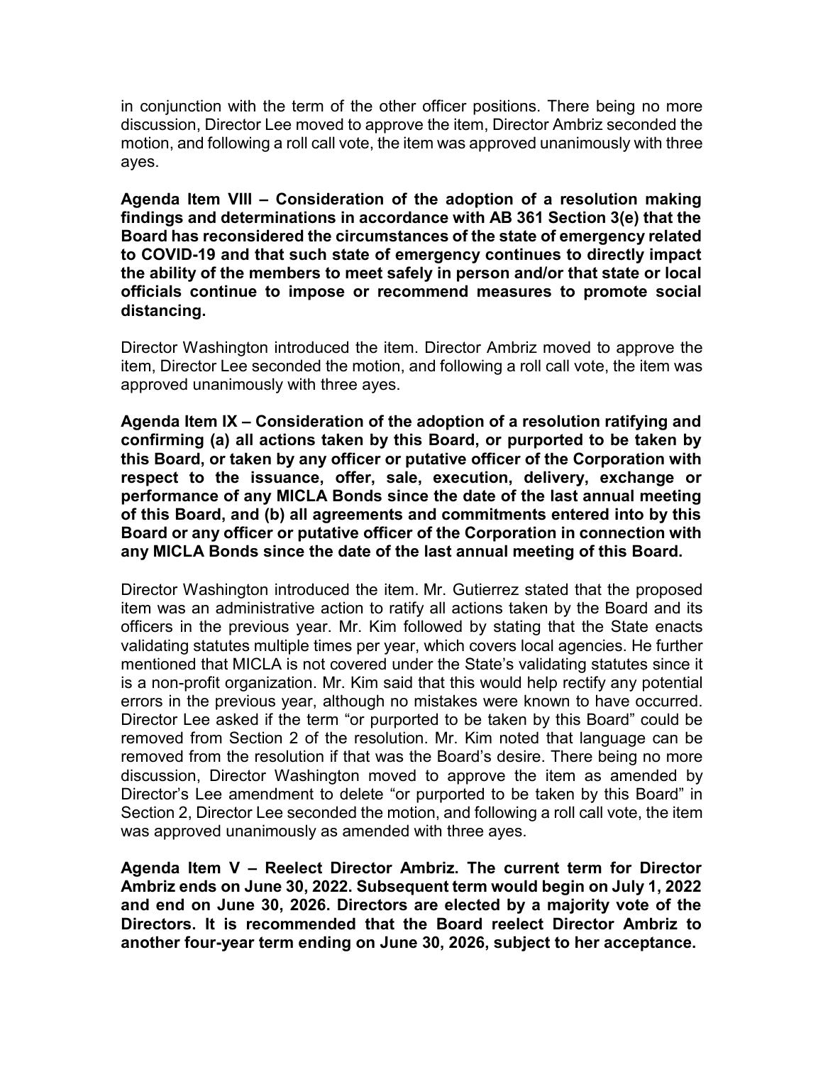in conjunction with the term of the other officer positions. There being no more discussion, Director Lee moved to approve the item, Director Ambriz seconded the motion, and following a roll call vote, the item was approved unanimously with three ayes.

**Agenda Item VIII – Consideration of the adoption of a resolution making findings and determinations in accordance with AB 361 Section 3(e) that the Board has reconsidered the circumstances of the state of emergency related to COVID-19 and that such state of emergency continues to directly impact the ability of the members to meet safely in person and/or that state or local officials continue to impose or recommend measures to promote social distancing.**

Director Washington introduced the item. Director Ambriz moved to approve the item, Director Lee seconded the motion, and following a roll call vote, the item was approved unanimously with three ayes.

**Agenda Item IX – Consideration of the adoption of a resolution ratifying and confirming (a) all actions taken by this Board, or purported to be taken by this Board, or taken by any officer or putative officer of the Corporation with respect to the issuance, offer, sale, execution, delivery, exchange or performance of any MICLA Bonds since the date of the last annual meeting of this Board, and (b) all agreements and commitments entered into by this Board or any officer or putative officer of the Corporation in connection with any MICLA Bonds since the date of the last annual meeting of this Board.**

Director Washington introduced the item. Mr. Gutierrez stated that the proposed item was an administrative action to ratify all actions taken by the Board and its officers in the previous year. Mr. Kim followed by stating that the State enacts validating statutes multiple times per year, which covers local agencies. He further mentioned that MICLA is not covered under the State's validating statutes since it is a non-profit organization. Mr. Kim said that this would help rectify any potential errors in the previous year, although no mistakes were known to have occurred. Director Lee asked if the term "or purported to be taken by this Board" could be removed from Section 2 of the resolution. Mr. Kim noted that language can be removed from the resolution if that was the Board's desire. There being no more discussion, Director Washington moved to approve the item as amended by Director's Lee amendment to delete "or purported to be taken by this Board" in Section 2, Director Lee seconded the motion, and following a roll call vote, the item was approved unanimously as amended with three ayes.

**Agenda Item V – Reelect Director Ambriz. The current term for Director Ambriz ends on June 30, 2022. Subsequent term would begin on July 1, 2022 and end on June 30, 2026. Directors are elected by a majority vote of the Directors. It is recommended that the Board reelect Director Ambriz to another four-year term ending on June 30, 2026, subject to her acceptance.**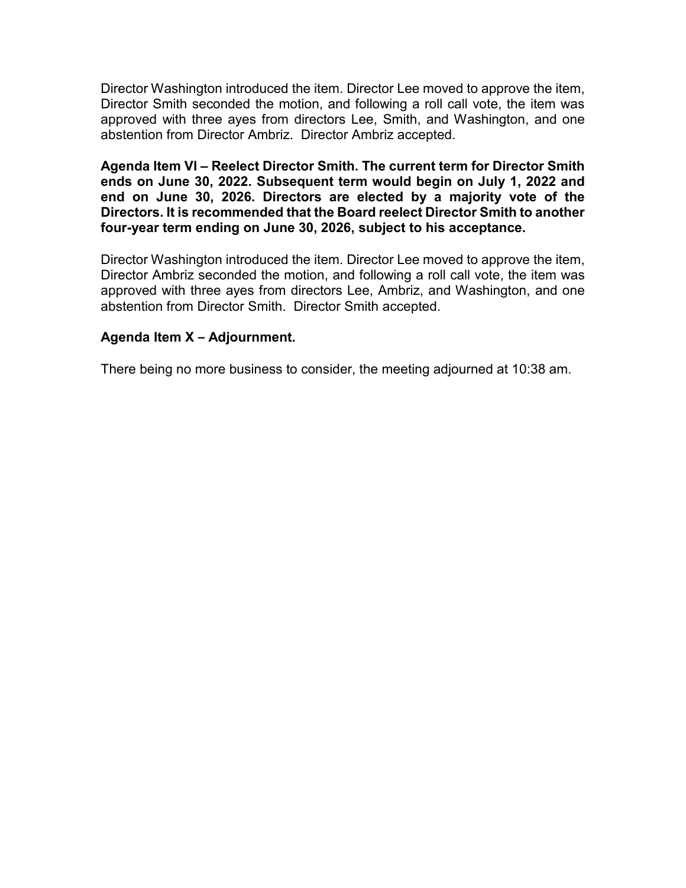Director Washington introduced the item. Director Lee moved to approve the item, Director Smith seconded the motion, and following a roll call vote, the item was approved with three ayes from directors Lee, Smith, and Washington, and one abstention from Director Ambriz. Director Ambriz accepted.

**Agenda Item VI – Reelect Director Smith. The current term for Director Smith ends on June 30, 2022. Subsequent term would begin on July 1, 2022 and end on June 30, 2026. Directors are elected by a majority vote of the Directors. It is recommended that the Board reelect Director Smith to another four-year term ending on June 30, 2026, subject to his acceptance.**

Director Washington introduced the item. Director Lee moved to approve the item, Director Ambriz seconded the motion, and following a roll call vote, the item was approved with three ayes from directors Lee, Ambriz, and Washington, and one abstention from Director Smith. Director Smith accepted.

**Agenda Item X – Adjournment.**

There being no more business to consider, the meeting adjourned at 10:38 am.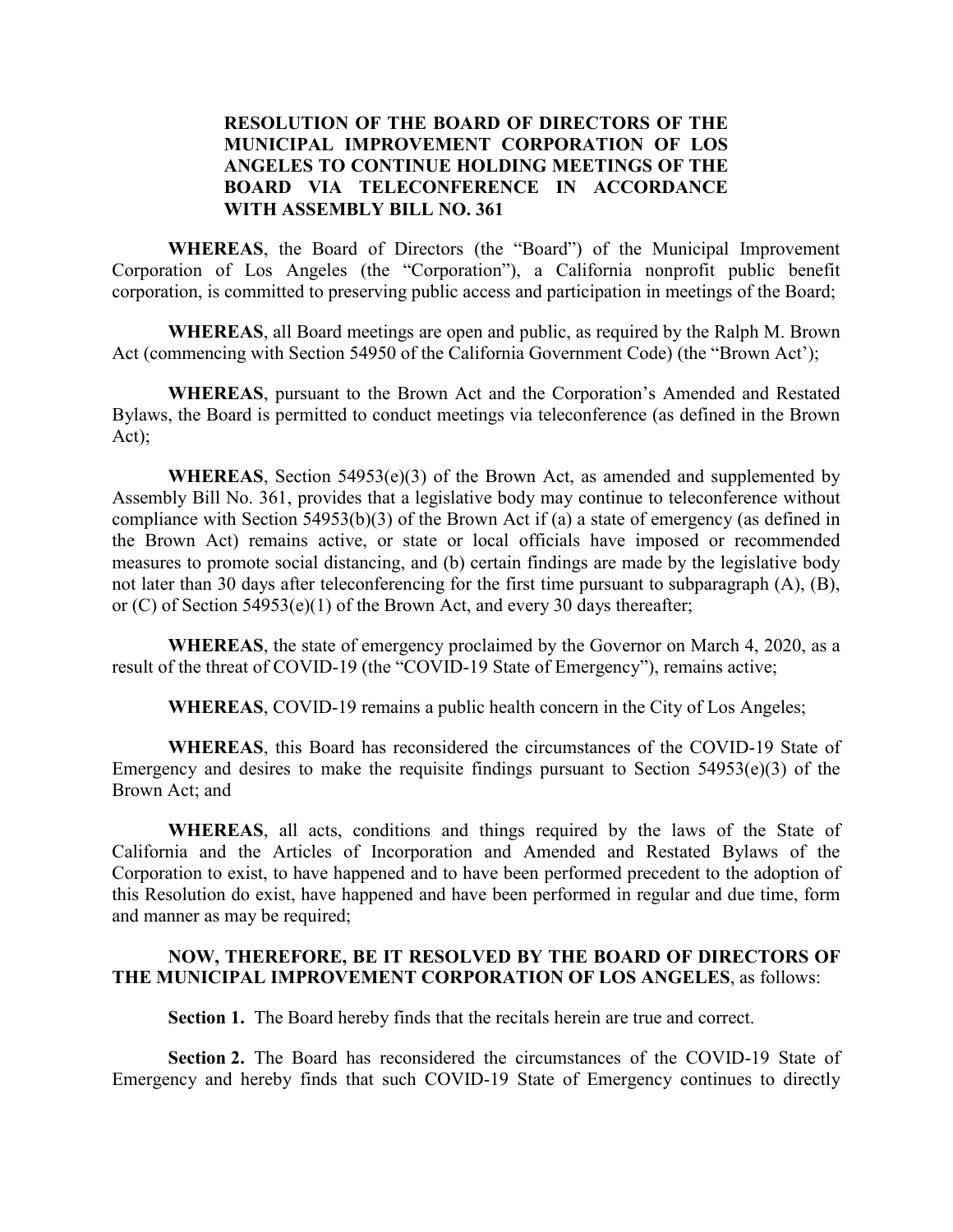**RESOLUTION OF THE BOARD OF DIRECTORS OF THE MUNICIPAL IMPROVEMENT CORPORATION OF LOS ANGELES TO CONTINUE HOLDING MEETINGS OF THE BOARD VIA TELECONFERENCE IN ACCORDANCE WITH ASSEMBLY BILL NO. 361**

**WHEREAS**, the Board of Directors (the "Board") of the Municipal Improvement Corporation of Los Angeles (the "Corporation"), a California nonprofit public benefit corporation, is committed to preserving public access and participation in meetings of the Board;

**WHEREAS**, all Board meetings are open and public, as required by the Ralph M. Brown Act (commencing with Section 54950 of the California Government Code) (the "Brown Act');

**WHEREAS**, pursuant to the Brown Act and the Corporation's Amended and Restated Bylaws, the Board is permitted to conduct meetings via teleconference (as defined in the Brown Act);

**WHEREAS**, Section 54953(e)(3) of the Brown Act, as amended and supplemented by Assembly Bill No. 361, provides that a legislative body may continue to teleconference without compliance with Section 54953(b)(3) of the Brown Act if (a) a state of emergency (as defined in the Brown Act) remains active, or state or local officials have imposed or recommended measures to promote social distancing, and (b) certain findings are made by the legislative body not later than 30 days after teleconferencing for the first time pursuant to subparagraph (A), (B), or (C) of Section 54953(e)(1) of the Brown Act, and every 30 days thereafter;

**WHEREAS**, the state of emergency proclaimed by the Governor on March 4, 2020, as a result of the threat of COVID-19 (the "COVID-19 State of Emergency"), remains active;

**WHEREAS**, COVID-19 remains a public health concern in the City of Los Angeles;

**WHEREAS**, this Board has reconsidered the circumstances of the COVID-19 State of Emergency and desires to make the requisite findings pursuant to Section 54953(e)(3) of the Brown Act; and

**WHEREAS**, all acts, conditions and things required by the laws of the State of California and the Articles of Incorporation and Amended and Restated Bylaws of the Corporation to exist, to have happened and to have been performed precedent to the adoption of this Resolution do exist, have happened and have been performed in regular and due time, form and manner as may be required;

**NOW, THEREFORE, BE IT RESOLVED BY THE BOARD OF DIRECTORS OF THE MUNICIPAL IMPROVEMENT CORPORATION OF LOS ANGELES**, as follows:

**Section 1.** The Board hereby finds that the recitals herein are true and correct.

**Section 2.** The Board has reconsidered the circumstances of the COVID-19 State of Emergency and hereby finds that such COVID-19 State of Emergency continues to directly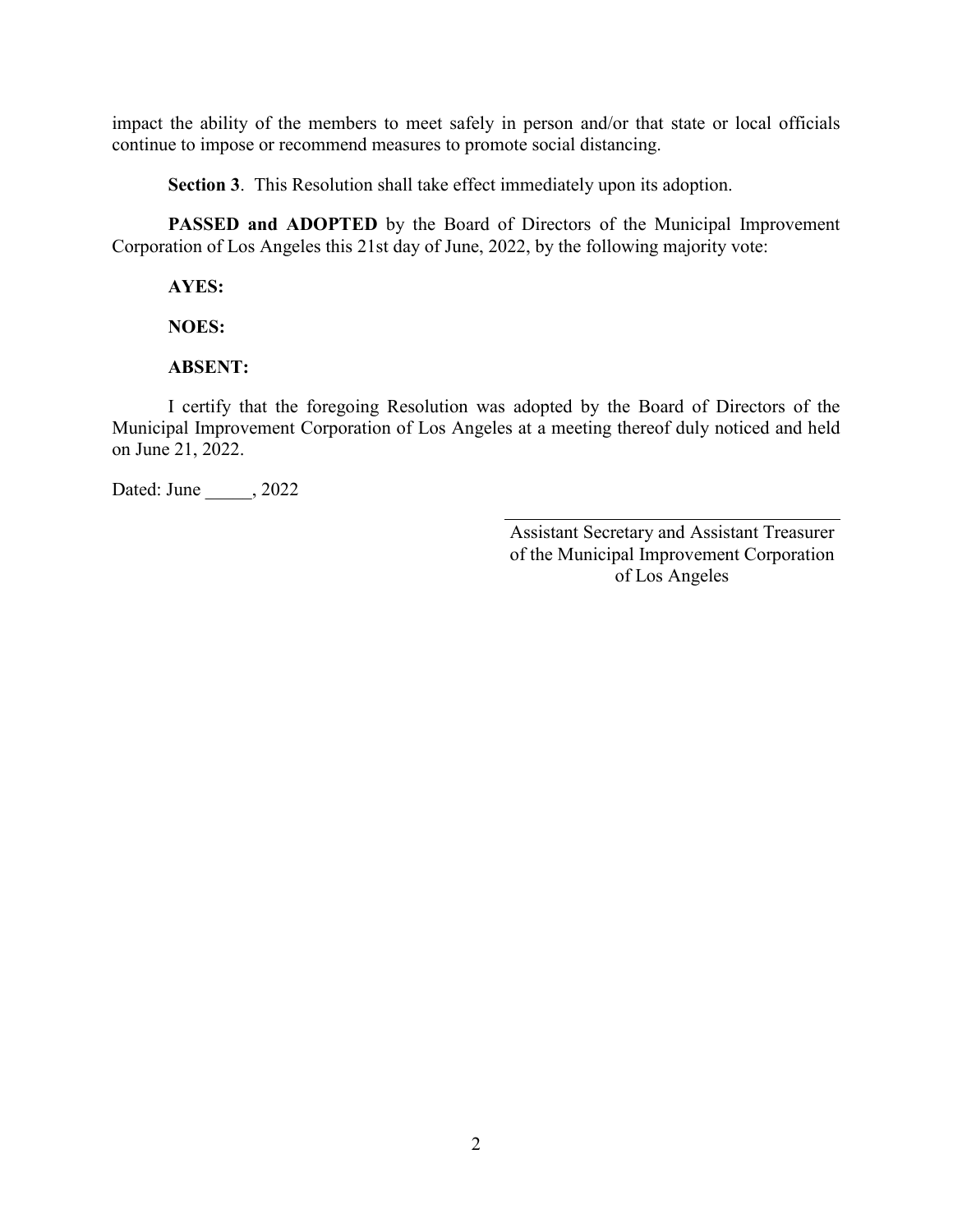impact the ability of the members to meet safely in person and/or that state or local officials continue to impose or recommend measures to promote social distancing.

**Section 3**. This Resolution shall take effect immediately upon its adoption.

**PASSED and ADOPTED** by the Board of Directors of the Municipal Improvement Corporation of Los Angeles this 21st day of June, 2022, by the following majority vote:

**AYES:**

**NOES:**

**ABSENT:**

I certify that the foregoing Resolution was adopted by the Board of Directors of the Municipal Improvement Corporation of Los Angeles at a meeting thereof duly noticed and held on June 21, 2022.

Dated: June _____, 2022

\_\_\_\_\_\_\_\_\_\_\_\_\_\_\_\_\_\_\_\_\_\_\_\_\_\_\_\_\_\_\_\_\_\_

Assistant Secretary and Assistant Treasurer of the Municipal Improvement Corporation of Los Angeles